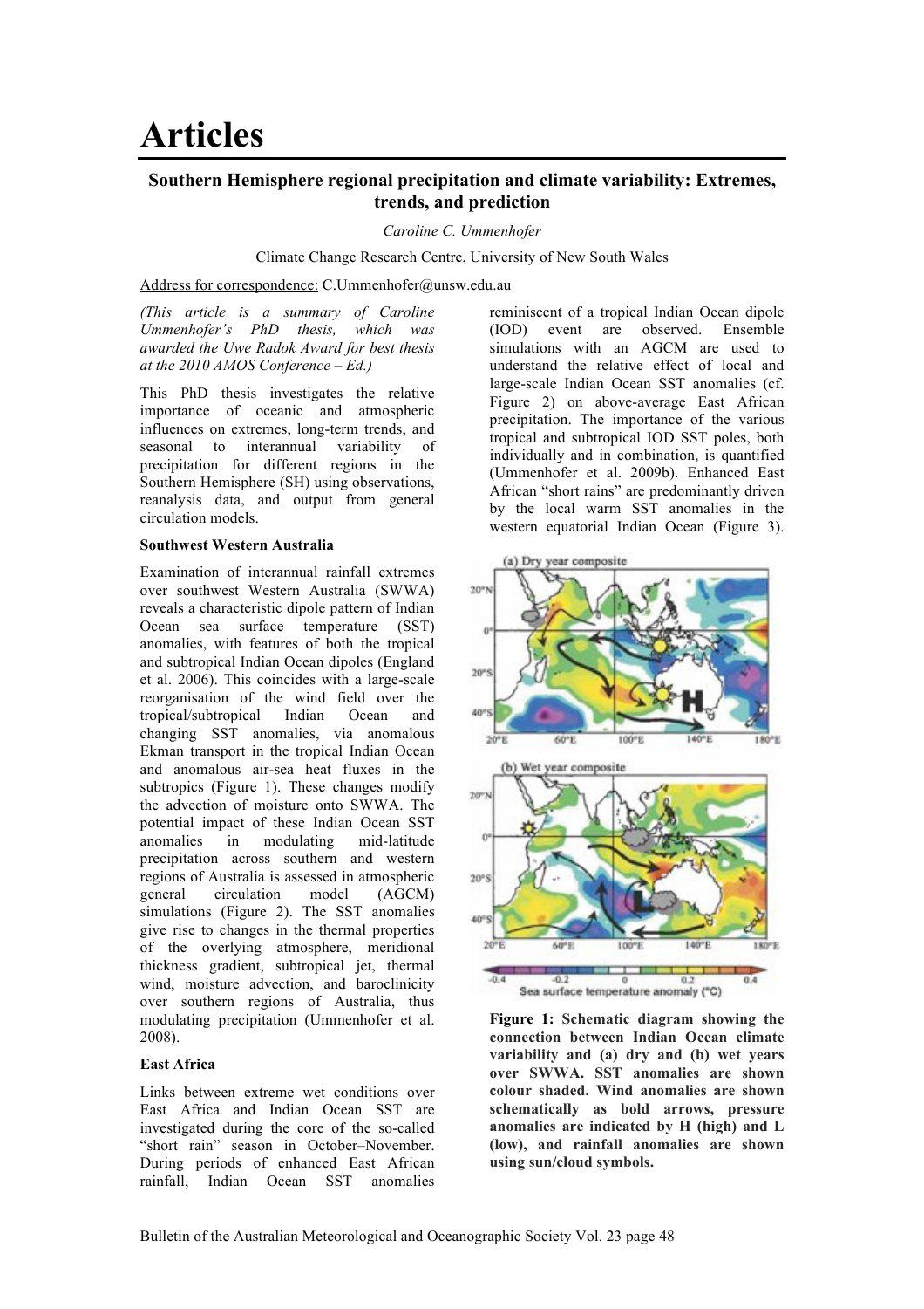# Articles

## Southern Hemisphere regional precipitation and climate variability: Extremes, trends, and prediction

*Caroline C. Ummenhofer*

Climate Change Research Centre, University of New South Wales

Address for correspondence: C.Ummenhofer@unsw.edu.au

*(This article is a summary of Caroline Ummenhofer's PhD thesis, which was awarded the Uwe Radok Award for best thesis at the 2010 AMOS Conference – Ed.)*

This PhD thesis investigates the relative importance of oceanic and atmospheric influences on extremes, long-term trends, and seasonal to interannual variability of precipitation for different regions in the Southern Hemisphere (SH) using observations, reanalysis data, and output from general circulation models.

**Southwest Western Australia**

Examination of interannual rainfall extremes over southwest Western Australia (SWWA) reveals a characteristic dipole pattern of Indian Ocean sea surface temperature (SST) anomalies, with features of both the tropical and subtropical Indian Ocean dipoles (England et al. 2006). This coincides with a large-scale reorganisation of the wind field over the tropical/subtropical Indian Ocean and changing SST anomalies, via anomalous Ekman transport in the tropical Indian Ocean and anomalous air-sea heat fluxes in the subtropics (Figure 1). These changes modify the advection of moisture onto SWWA. The potential impact of these Indian Ocean SST anomalies in modulating mid-latitude precipitation across southern and western regions of Australia is assessed in atmospheric general circulation model (AGCM) simulations (Figure 2). The SST anomalies give rise to changes in the thermal properties of the overlying atmosphere, meridional thickness gradient, subtropical jet, thermal wind, moisture advection, and baroclinicity over southern regions of Australia, thus modulating precipitation (Ummenhofer et al. 2008).

**East Africa**

Links between extreme wet conditions over East Africa and Indian Ocean SST are investigated during the core of the so-called "short rain" season in October–November. During periods of enhanced East African rainfall, Indian Ocean SST anomalies reminiscent of a tropical Indian Ocean dipole (IOD) event are observed. Ensemble simulations with an AGCM are used to understand the relative effect of local and large-scale Indian Ocean SST anomalies (cf. Figure 2) on above-average East African precipitation. The importance of the various tropical and subtropical IOD SST poles, both individually and in combination, is quantified (Ummenhofer et al. 2009b). Enhanced East African "short rains" are predominantly driven by the local warm SST anomalies in the western equatorial Indian Ocean (Figure 3).

**Figure 1: Schematic diagram showing the connection between Indian Ocean climate variability and (a) dry and (b) wet years over SWWA. SST anomalies are shown colour shaded. Wind anomalies are shown schematically as bold arrows, pressure anomalies are indicated by H (high) and L (low), and rainfall anomalies are shown using sun/cloud symbols.**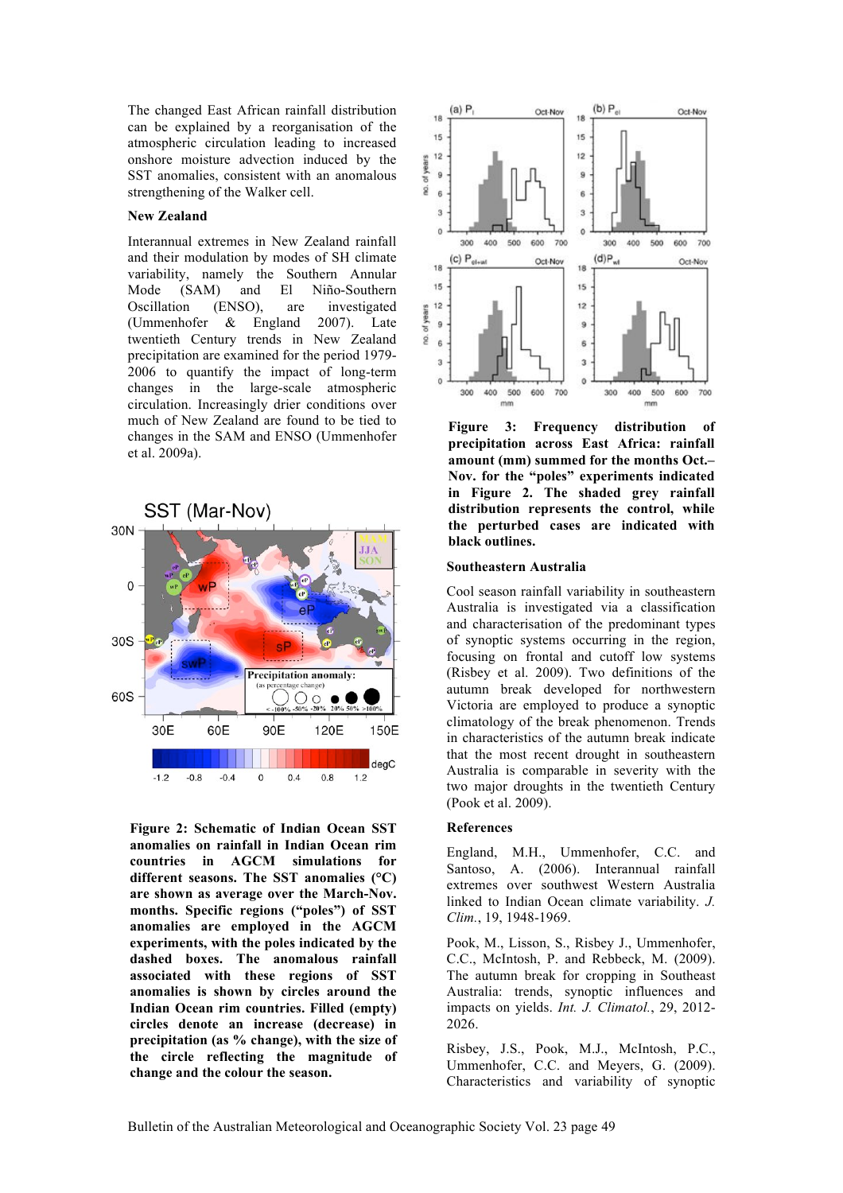The changed East African rainfall distribution can be explained by a reorganisation of the atmospheric circulation leading to increased onshore moisture advection induced by the SST anomalies, consistent with an anomalous strengthening of the Walker cell.

### New Zealand

Interannual extremes in New Zealand rainfall and their modulation by modes of SH climate variability, namely the Southern Annular Mode (SAM) and El Niño-Southern Oscillation (ENSO), are investigated (Ummenhofer & England 2007). Late twentieth Century trends in New Zealand precipitation are examined for the period 1979-2006 to quantify the impact of long-term changes in the large-scale atmospheric circulation. Increasingly drier conditions over much of New Zealand are found to be tied to changes in the SAM and ENSO (Ummenhofer et al. 2009a).

**Figure 2: Schematic of Indian Ocean SST anomalies on rainfall in Indian Ocean rim countries in AGCM simulations for different seasons. The SST anomalies (°C) are shown as average over the March-Nov. months. Specific regions ("poles") of SST anomalies are employed in the AGCM experiments, with the poles indicated by the dashed boxes. The anomalous rainfall associated with these regions of SST anomalies is shown by circles around the Indian Ocean rim countries. Filled (empty) circles denote an increase (decrease) in precipitation (as % change), with the size of the circle reflecting the magnitude of change and the colour the season.**

**Figure 3: Frequency distribution of precipitation across East Africa: rainfall amount (mm) summed for the months Oct.–Nov. for the "poles" experiments indicated in Figure 2. The shaded grey rainfall distribution represents the control, while the perturbed cases are indicated with black outlines.**

### Southeastern Australia

Cool season rainfall variability in southeastern Australia is investigated via a classification and characterisation of the predominant types of synoptic systems occurring in the region, focusing on frontal and cutoff low systems (Risbey et al. 2009). Two definitions of the autumn break developed for northwestern Victoria are employed to produce a synoptic climatology of the break phenomenon. Trends in characteristics of the autumn break indicate that the most recent drought in southeastern Australia is comparable in severity with the two major droughts in the twentieth Century (Pook et al. 2009).

### References

England, M.H., Ummenhofer, C.C. and Santoso, A. (2006). Interannual rainfall extremes over southwest Western Australia linked to Indian Ocean climate variability. *J. Clim.*, 19, 1948-1969.

Pook, M., Lisson, S., Risbey J., Ummenhofer, C.C., McIntosh, P. and Rebbeck, M. (2009). The autumn break for cropping in Southeast Australia: trends, synoptic influences and impacts on yields. *Int. J. Climatol.*, 29, 2012-2026.

Risbey, J.S., Pook, M.J., McIntosh, P.C., Ummenhofer, C.C. and Meyers, G. (2009). Characteristics and variability of synoptic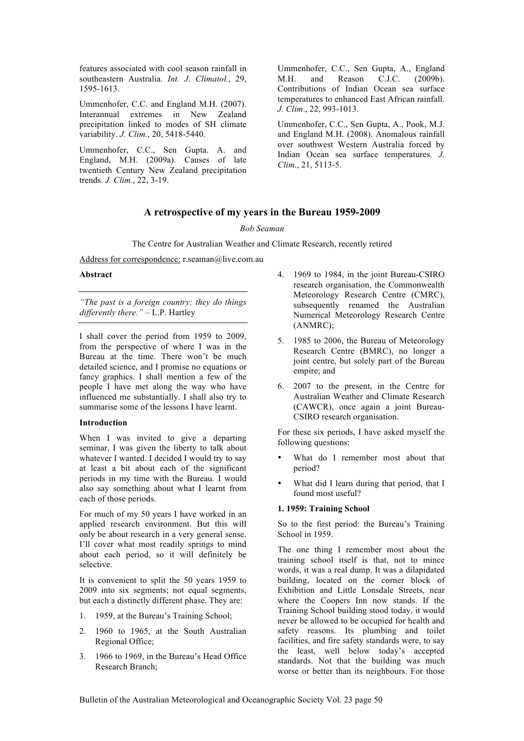features associated with cool season rainfall in southeastern Australia. *Int. J. Climatol.*, 29, 1595-1613.

Ummenhofer, C.C. and England M.H. (2007). Interannual extremes in New Zealand precipitation linked to modes of SH climate variability. *J. Clim.*, 20, 5418-5440.

Ummenhofer, C.C., Sen Gupta. A. and England, M.H. (2009a). Causes of late twentieth Century New Zealand precipitation trends. *J. Clim.*, 22, 3-19.

Ummenhofer, C.C., Sen Gupta, A., England M.H. and Reason C.J.C. (2009b). Contributions of Indian Ocean sea surface temperatures to enhanced East African rainfall. *J. Clim*., 22, 993-1013.

Ummenhofer, C.C., Sen Gupta, A., Pook, M.J. and England M.H. (2008). Anomalous rainfall over southwest Western Australia forced by Indian Ocean sea surface temperatures. *J. Clim.*, 21, 5113-5.

# A retrospective of my years in the Bureau 1959-2009

*Bob Seaman*

The Centre for Australian Weather and Climate Research, recently retired

Address for correspondence: r.seaman@live.com.au

**Abstract**

---

*"The past is a foreign country; they do things differently there."* – L.P. Hartley

---

I shall cover the period from 1959 to 2009, from the perspective of where I was in the Bureau at the time. There won't be much detailed science, and I promise no equations or fancy graphics. I shall mention a few of the people I have met along the way who have influenced me substantially. I shall also try to summarise some of the lessons I have learnt.

**Introduction**

When I was invited to give a departing seminar, I was given the liberty to talk about whatever I wanted. I decided I would try to say at least a bit about each of the significant periods in my time with the Bureau. I would also say something about what I learnt from each of those periods.

For much of my 50 years I have worked in an applied research environment. But this will only be about research in a very general sense. I'll cover what most readily springs to mind about each period, so it will definitely be selective.

It is convenient to split the 50 years 1959 to 2009 into six segments; not equal segments, but each a distinctly different phase. They are:

1. 1959, at the Bureau's Training School;
2. 1960 to 1965, at the South Australian Regional Office;
3. 1966 to 1969, in the Bureau's Head Office Research Branch;
4. 1969 to 1984, in the joint Bureau-CSIRO research organisation, the Commonwealth Meteorology Research Centre (CMRC), subsequently renamed the Australian Numerical Meteorology Research Centre (ANMRC);
5. 1985 to 2006, the Bureau of Meteorology Research Centre (BMRC), no longer a joint centre, but solely part of the Bureau empire; and
6. 2007 to the present, in the Centre for Australian Weather and Climate Research (CAWCR), once again a joint Bureau-CSIRO research organisation.

For these six periods, I have asked myself the following questions:

- What do I remember most about that period?
- What did I learn during that period, that I found most useful?

**1. 1959: Training School**

So to the first period: the Bureau's Training School in 1959.

The one thing I remember most about the training school itself is that, not to mince words, it was a real dump. It was a dilapidated building, located on the corner block of Exhibition and Little Lonsdale Streets, near where the Coopers Inn now stands. If the Training School building stood today, it would never be allowed to be occupied for health and safety reasons. Its plumbing and toilet facilities, and fire safety standards were, to say the least, well below today's accepted standards. Not that the building was much worse or better than its neighbours. For those